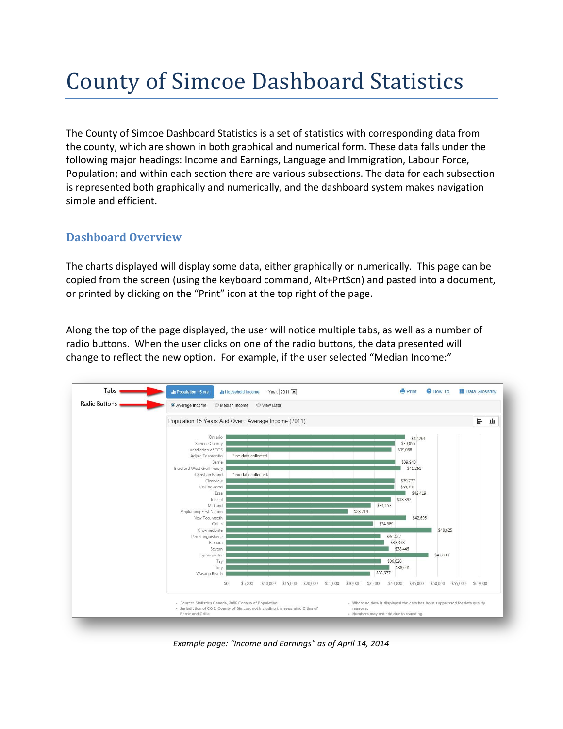# County of Simcoe Dashboard Statistics

The County of Simcoe Dashboard Statistics is a set of statistics with corresponding data from the county, which are shown in both graphical and numerical form. These data falls under the following major headings: Income and Earnings, Language and Immigration, Labour Force, Population; and within each section there are various subsections. The data for each subsection is represented both graphically and numerically, and the dashboard system makes navigation simple and efficient.

## Dashboard Overview

The charts displayed will display some data, either graphically or numerically. This page can be copied from the screen (using the keyboard command, Alt+PrtScn) and pasted into a document, or printed by clicking on the "Print" icon at the top right of the page.

Along the top of the page displayed, the user will notice multiple tabs, as well as a number of radio buttons. When the user clicks on one of the radio buttons, the data presented will change to reflect the new option. For example, if the user selected "Median Income:"

*Example page: "Income and Earnings" as of April 14, 2014*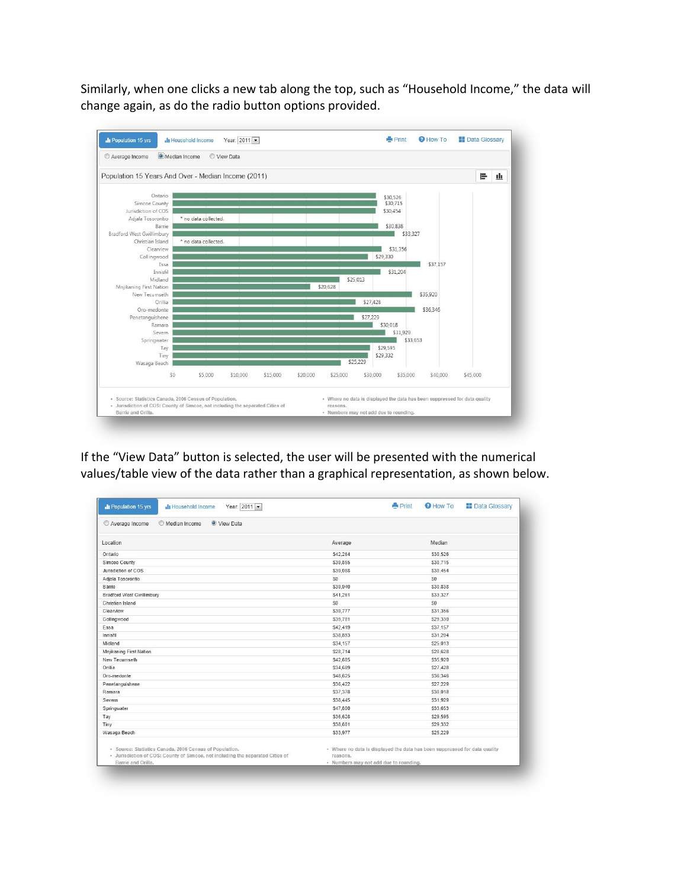Similarly, when one clicks a new tab along the top, such as "Household Income," the data will change again, as do the radio button options provided.

Population 15 yrs | Household Income | Year: 2011 | Print | How To | Data Glossary

Average Income | Median Income | View Data

Population 15 Years And Over - Median Income (2011)

| Location | Median Income |
|---|---|
| Ontario | $30,526 |
| Simcoe County | $30,715 |
| Jurisdiction of COS | $30,454 |
| Adjala Tosorontio | * no data collected. |
| Barrie | $30,838 |
| Bradford West Gwillimbury | $33,327 |
| Christian Island | * no data collected. |
| Clearview | $31,356 |
| Collingwood | $29,330 |
| Essa | $37,157 |
| Innisfil | $31,204 |
| Midland | $25,013 |
| Mnjikaning First Nation | $20,628 |
| New Tecumseth | $35,920 |
| Orillia | $27,428 |
| Oro-medonte | $36,346 |
| Penetanguishene | $27,229 |
| Ramara | $30,018 |
| Severn | $31,929 |
| Springwater | $33,653 |
| Tay | $29,595 |
| Tiny | $29,332 |
| Wasaga Beach | $25,229 |

- Source: Statistics Canada, 2006 Census of Population.
- Jurisdiction of COS: County of Simcoe, not including the separated Cities of Barrie and Orillia.
- Where no data is displayed the data has been suppressed for data quality reasons.
- Numbers may not add due to rounding.

If the "View Data" button is selected, the user will be presented with the numerical values/table view of the data rather than a graphical representation, as shown below.

Population 15 yrs | Household Income | Year: 2011 | Print | How To | Data Glossary

Average Income | Median Income | View Data

| Location | Average | Median |
|---|---|---|
| Ontario | $42,264 | $30,526 |
| Simcoe County | $39,855 | $30,715 |
| Jurisdiction of COS | $39,088 | $30,454 |
| Adjala Tosorontio | $0 | $0 |
| Barrie | $38,940 | $30,838 |
| Bradford West Gwillimbury | $41,261 | $33,327 |
| Christian Island | $0 | $0 |
| Clearview | $39,777 | $31,356 |
| Collingwood | $39,701 | $29,330 |
| Essa | $42,419 | $37,157 |
| Innisfil | $38,883 | $31,204 |
| Midland | $34,157 | $25,013 |
| Mnjikaning First Nation | $28,714 | $20,628 |
| New Tecumseth | $42,605 | $35,920 |
| Orillia | $34,689 | $27,428 |
| Oro-medonte | $48,625 | $36,346 |
| Penetanguishene | $36,422 | $27,229 |
| Ramara | $37,378 | $30,018 |
| Severn | $38,445 | $31,929 |
| Springwater | $47,800 | $33,653 |
| Tay | $36,628 | $29,595 |
| Tiny | $38,601 | $29,332 |
| Wasaga Beach | $33,977 | $25,229 |

- Source: Statistics Canada, 2006 Census of Population.
- Jurisdiction of COS: County of Simcoe, not including the separated Cities of Barrie and Orillia.
- Where no data is displayed the data has been suppressed for data quality reasons.
- Numbers may not add due to rounding.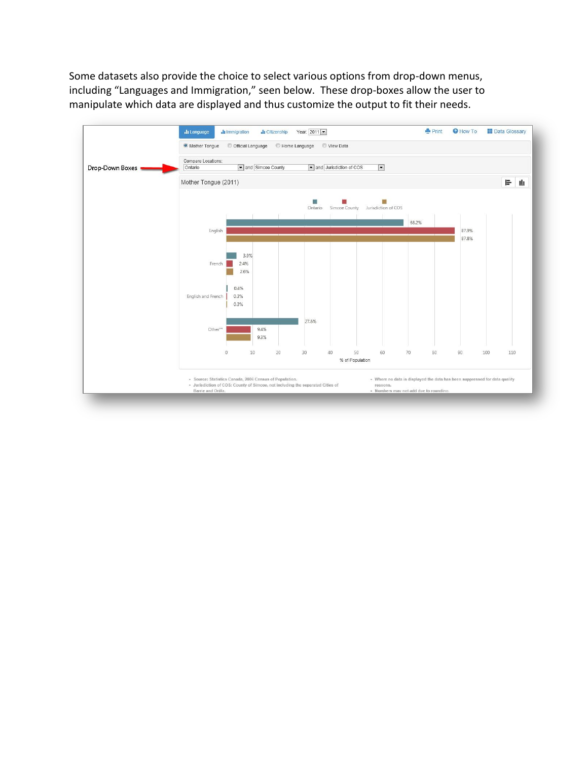Some datasets also provide the choice to select various options from drop-down menus, including "Languages and Immigration," seen below. These drop-boxes allow the user to manipulate which data are displayed and thus customize the output to fit their needs.

Drop-Down Boxes

Language | Immigration | Citizenship | Year: 2011 | Print | How To | Data Glossary

Mother Tongue | Official Language | Home Language | View Data

Compare Locations:
Ontario and Simcoe County and Jurisdiction of COS

Mother Tongue (2011)

Ontario | Simcoe County | Jurisdiction of COS

English: 68.2% | 87.9% | 87.8%

French: 3.9% | 2.4% | 2.6%

English and French: 0.4% | 0.3% | 0.3%

Other**: 27.6% | 9.4% | 9.3%

0 10 20 30 40 50 60 70 80 90 100 110

% of Population

- Source: Statistics Canada, 2006 Census of Population.
- Jurisdiction of COS: County of Simcoe, not including the seperated Cities of Barrie and Orillia.
- Where no data is displayed the data has been suppressed for data quality reasons.
- Numbers may not add due to rounding.